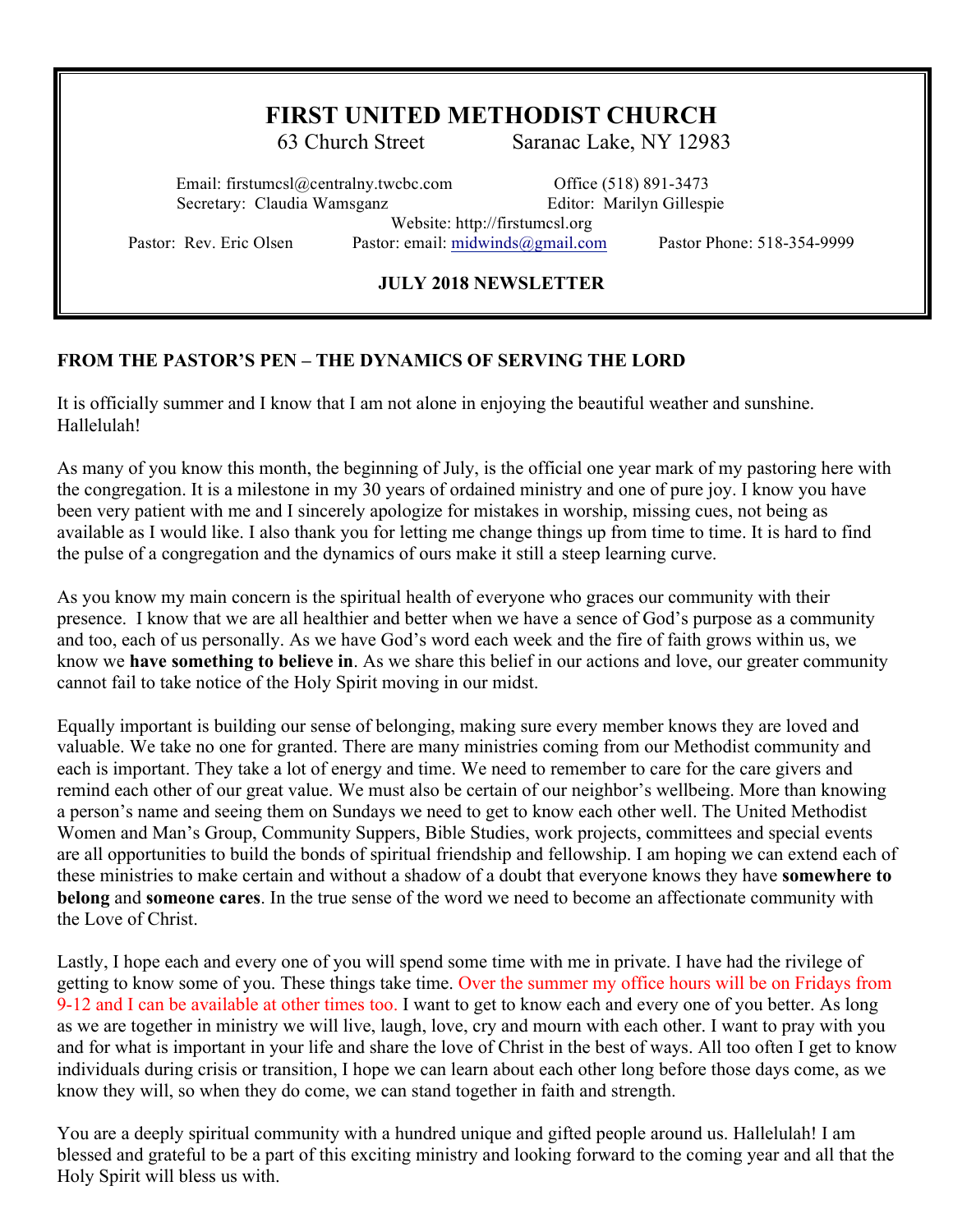# FIRST UNITED METHODIST CHURCH

63 Church Street     Saranac Lake, NY 12983

Email: firstumcsl@centralny.twcbc.com     Office (518) 891-3473
Secretary: Claudia Wamsganz     Editor: Marilyn Gillespie
Website: http://firstumcsl.org
Pastor: Rev. Eric Olsen     Pastor: email: midwinds@gmail.com     Pastor Phone: 518-354-9999

**JULY 2018 NEWSLETTER**

## FROM THE PASTOR'S PEN – THE DYNAMICS OF SERVING THE LORD

It is officially summer and I know that I am not alone in enjoying the beautiful weather and sunshine. Hallelulah!

As many of you know this month, the beginning of July, is the official one year mark of my pastoring here with the congregation. It is a milestone in my 30 years of ordained ministry and one of pure joy. I know you have been very patient with me and I sincerely apologize for mistakes in worship, missing cues, not being as available as I would like. I also thank you for letting me change things up from time to time. It is hard to find the pulse of a congregation and the dynamics of ours make it still a steep learning curve.

As you know my main concern is the spiritual health of everyone who graces our community with their presence. I know that we are all healthier and better when we have a sence of God's purpose as a community and too, each of us personally. As we have God's word each week and the fire of faith grows within us, we know we **have something to believe in**. As we share this belief in our actions and love, our greater community cannot fail to take notice of the Holy Spirit moving in our midst.

Equally important is building our sense of belonging, making sure every member knows they are loved and valuable. We take no one for granted. There are many ministries coming from our Methodist community and each is important. They take a lot of energy and time. We need to remember to care for the care givers and remind each other of our great value. We must also be certain of our neighbor's wellbeing. More than knowing a person's name and seeing them on Sundays we need to get to know each other well. The United Methodist Women and Man's Group, Community Suppers, Bible Studies, work projects, committees and special events are all opportunities to build the bonds of spiritual friendship and fellowship. I am hoping we can extend each of these ministries to make certain and without a shadow of a doubt that everyone knows they have **somewhere to belong** and **someone cares**. In the true sense of the word we need to become an affectionate community with the Love of Christ.

Lastly, I hope each and every one of you will spend some time with me in private. I have had the rivilege of getting to know some of you. These things take time. Over the summer my office hours will be on Fridays from 9-12 and I can be available at other times too. I want to get to know each and every one of you better. As long as we are together in ministry we will live, laugh, love, cry and mourn with each other. I want to pray with you and for what is important in your life and share the love of Christ in the best of ways. All too often I get to know individuals during crisis or transition, I hope we can learn about each other long before those days come, as we know they will, so when they do come, we can stand together in faith and strength.

You are a deeply spiritual community with a hundred unique and gifted people around us. Hallelulah! I am blessed and grateful to be a part of this exciting ministry and looking forward to the coming year and all that the Holy Spirit will bless us with.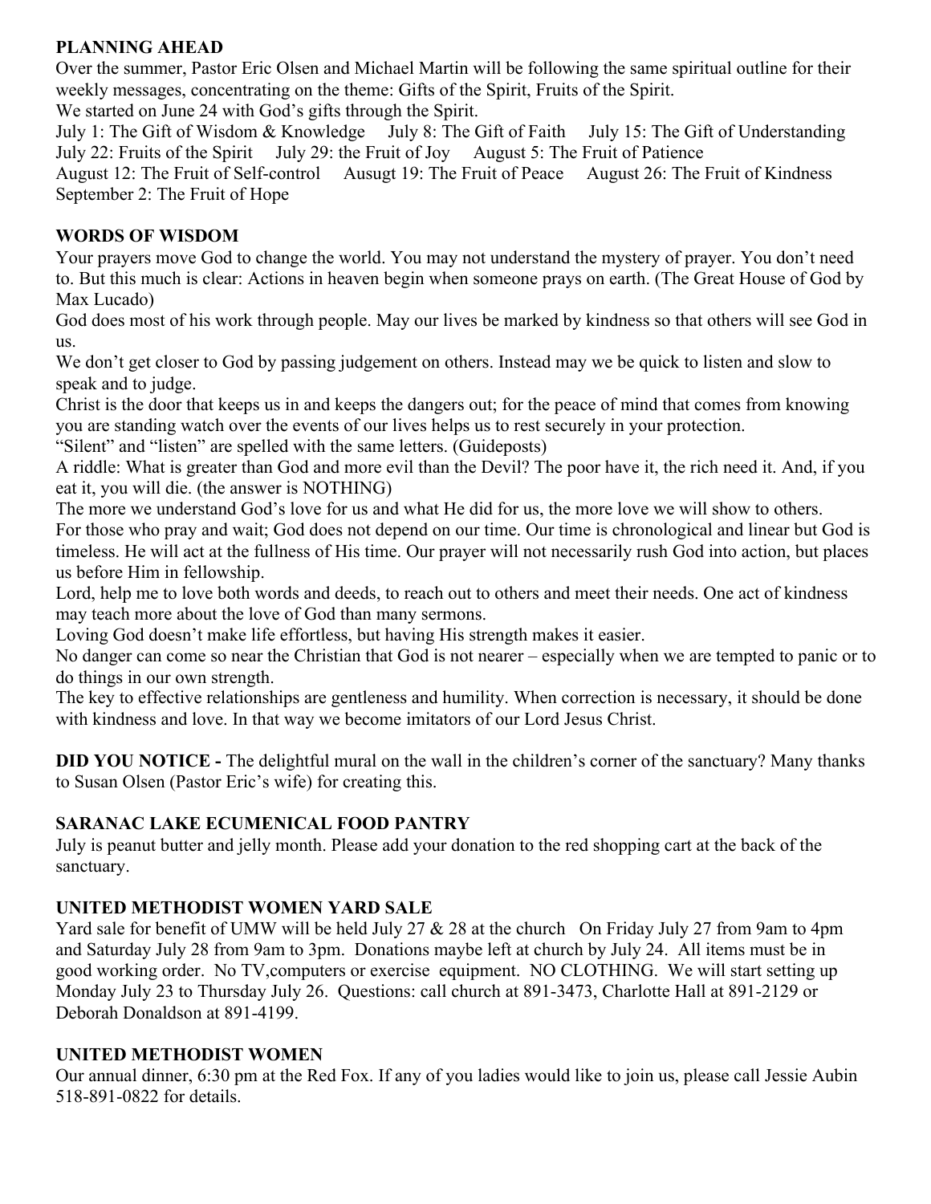## PLANNING AHEAD

Over the summer, Pastor Eric Olsen and Michael Martin will be following the same spiritual outline for their weekly messages, concentrating on the theme: Gifts of the Spirit, Fruits of the Spirit.

We started on June 24 with God's gifts through the Spirit.

July 1: The Gift of Wisdom & Knowledge July 8: The Gift of Faith July 15: The Gift of Understanding
July 22: Fruits of the Spirit July 29: the Fruit of Joy August 5: The Fruit of Patience
August 12: The Fruit of Self-control Ausugt 19: The Fruit of Peace August 26: The Fruit of Kindness
September 2: The Fruit of Hope

## WORDS OF WISDOM

Your prayers move God to change the world. You may not understand the mystery of prayer. You don't need to. But this much is clear: Actions in heaven begin when someone prays on earth. (The Great House of God by Max Lucado)

God does most of his work through people. May our lives be marked by kindness so that others will see God in us.

We don't get closer to God by passing judgement on others. Instead may we be quick to listen and slow to speak and to judge.

Christ is the door that keeps us in and keeps the dangers out; for the peace of mind that comes from knowing you are standing watch over the events of our lives helps us to rest securely in your protection.

"Silent" and "listen" are spelled with the same letters. (Guideposts)

A riddle: What is greater than God and more evil than the Devil? The poor have it, the rich need it. And, if you eat it, you will die. (the answer is NOTHING)

The more we understand God's love for us and what He did for us, the more love we will show to others.

For those who pray and wait; God does not depend on our time. Our time is chronological and linear but God is timeless. He will act at the fullness of His time. Our prayer will not necessarily rush God into action, but places us before Him in fellowship.

Lord, help me to love both words and deeds, to reach out to others and meet their needs. One act of kindness may teach more about the love of God than many sermons.

Loving God doesn't make life effortless, but having His strength makes it easier.

No danger can come so near the Christian that God is not nearer – especially when we are tempted to panic or to do things in our own strength.

The key to effective relationships are gentleness and humility. When correction is necessary, it should be done with kindness and love. In that way we become imitators of our Lord Jesus Christ.

**DID YOU NOTICE -** The delightful mural on the wall in the children's corner of the sanctuary? Many thanks to Susan Olsen (Pastor Eric's wife) for creating this.

## SARANAC LAKE ECUMENICAL FOOD PANTRY

July is peanut butter and jelly month. Please add your donation to the red shopping cart at the back of the sanctuary.

## UNITED METHODIST WOMEN YARD SALE

Yard sale for benefit of UMW will be held July 27 & 28 at the church On Friday July 27 from 9am to 4pm and Saturday July 28 from 9am to 3pm. Donations maybe left at church by July 24. All items must be in good working order. No TV,computers or exercise equipment. NO CLOTHING. We will start setting up Monday July 23 to Thursday July 26. Questions: call church at 891-3473, Charlotte Hall at 891-2129 or Deborah Donaldson at 891-4199.

## UNITED METHODIST WOMEN

Our annual dinner, 6:30 pm at the Red Fox. If any of you ladies would like to join us, please call Jessie Aubin 518-891-0822 for details.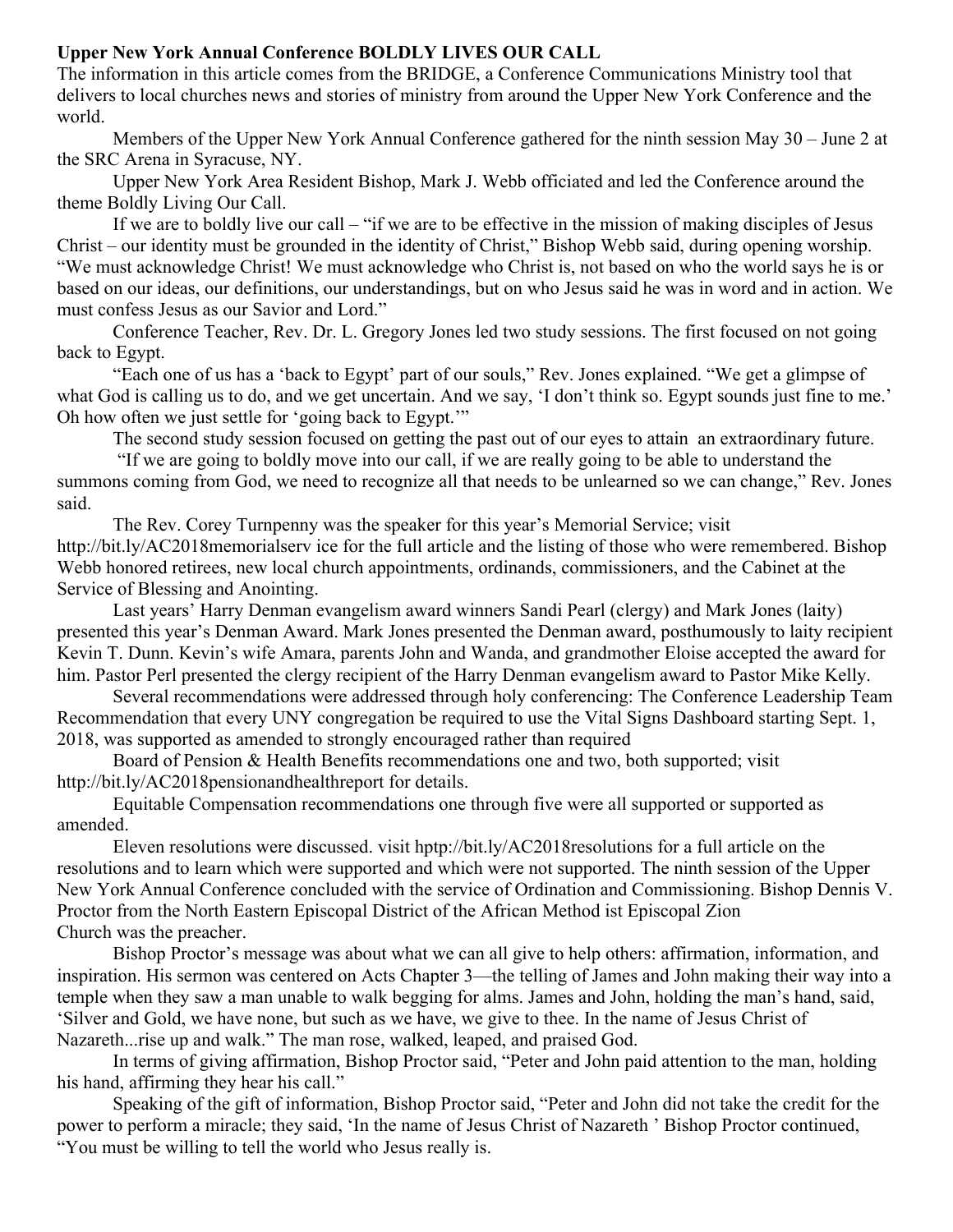**Upper New York Annual Conference BOLDLY LIVES OUR CALL**

The information in this article comes from the BRIDGE, a Conference Communications Ministry tool that delivers to local churches news and stories of ministry from around the Upper New York Conference and the world.

Members of the Upper New York Annual Conference gathered for the ninth session May 30 – June 2 at the SRC Arena in Syracuse, NY.

Upper New York Area Resident Bishop, Mark J. Webb officiated and led the Conference around the theme Boldly Living Our Call.

If we are to boldly live our call – "if we are to be effective in the mission of making disciples of Jesus Christ – our identity must be grounded in the identity of Christ," Bishop Webb said, during opening worship. "We must acknowledge Christ! We must acknowledge who Christ is, not based on who the world says he is or based on our ideas, our definitions, our understandings, but on who Jesus said he was in word and in action. We must confess Jesus as our Savior and Lord."

Conference Teacher, Rev. Dr. L. Gregory Jones led two study sessions. The first focused on not going back to Egypt.

"Each one of us has a 'back to Egypt' part of our souls," Rev. Jones explained. "We get a glimpse of what God is calling us to do, and we get uncertain. And we say, 'I don't think so. Egypt sounds just fine to me.' Oh how often we just settle for 'going back to Egypt.'"

The second study session focused on getting the past out of our eyes to attain an extraordinary future.

"If we are going to boldly move into our call, if we are really going to be able to understand the summons coming from God, we need to recognize all that needs to be unlearned so we can change," Rev. Jones said.

The Rev. Corey Turnpenny was the speaker for this year's Memorial Service; visit http://bit.ly/AC2018memorialserv ice for the full article and the listing of those who were remembered. Bishop Webb honored retirees, new local church appointments, ordinands, commissioners, and the Cabinet at the Service of Blessing and Anointing.

Last years' Harry Denman evangelism award winners Sandi Pearl (clergy) and Mark Jones (laity) presented this year's Denman Award. Mark Jones presented the Denman award, posthumously to laity recipient Kevin T. Dunn. Kevin's wife Amara, parents John and Wanda, and grandmother Eloise accepted the award for him. Pastor Perl presented the clergy recipient of the Harry Denman evangelism award to Pastor Mike Kelly.

Several recommendations were addressed through holy conferencing: The Conference Leadership Team Recommendation that every UNY congregation be required to use the Vital Signs Dashboard starting Sept. 1, 2018, was supported as amended to strongly encouraged rather than required

Board of Pension & Health Benefits recommendations one and two, both supported; visit http://bit.ly/AC2018pensionandhealthreport for details.

Equitable Compensation recommendations one through five were all supported or supported as amended.

Eleven resolutions were discussed. visit hptp://bit.ly/AC2018resolutions for a full article on the resolutions and to learn which were supported and which were not supported. The ninth session of the Upper New York Annual Conference concluded with the service of Ordination and Commissioning. Bishop Dennis V. Proctor from the North Eastern Episcopal District of the African Method ist Episcopal Zion Church was the preacher.

Bishop Proctor's message was about what we can all give to help others: affirmation, information, and inspiration. His sermon was centered on Acts Chapter 3—the telling of James and John making their way into a temple when they saw a man unable to walk begging for alms. James and John, holding the man's hand, said, 'Silver and Gold, we have none, but such as we have, we give to thee. In the name of Jesus Christ of Nazareth...rise up and walk." The man rose, walked, leaped, and praised God.

In terms of giving affirmation, Bishop Proctor said, "Peter and John paid attention to the man, holding his hand, affirming they hear his call."

Speaking of the gift of information, Bishop Proctor said, "Peter and John did not take the credit for the power to perform a miracle; they said, 'In the name of Jesus Christ of Nazareth ' Bishop Proctor continued, "You must be willing to tell the world who Jesus really is.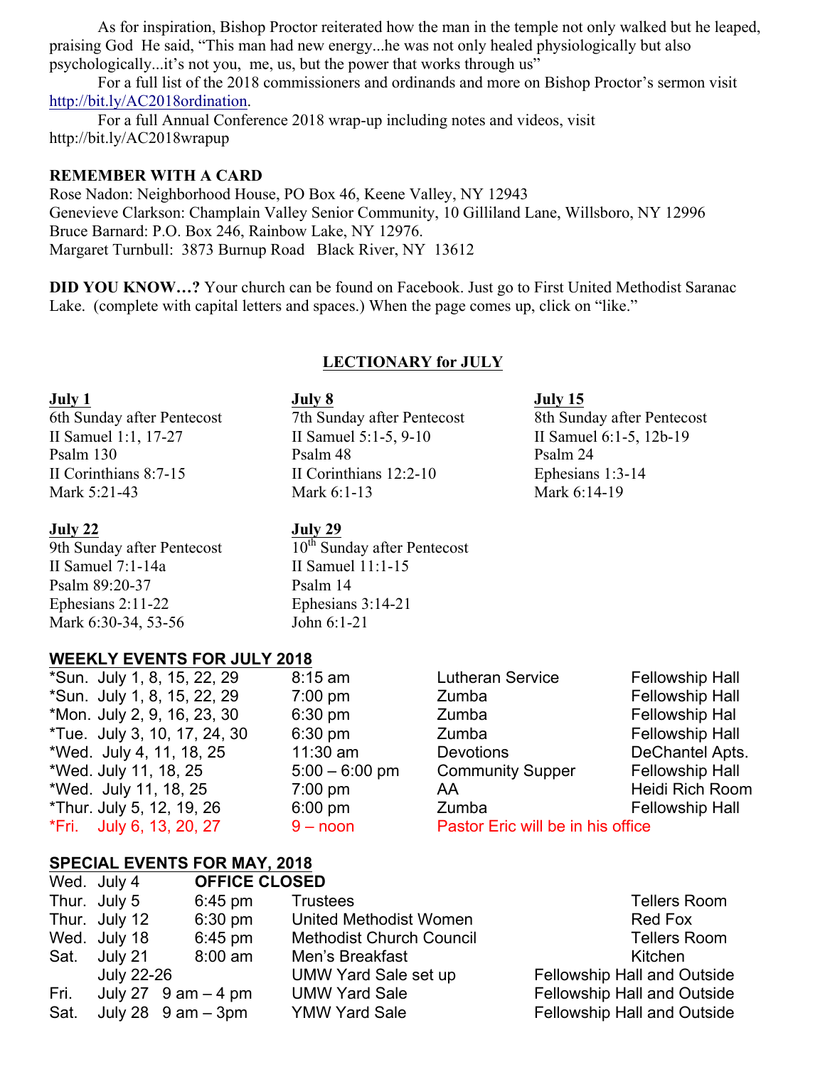As for inspiration, Bishop Proctor reiterated how the man in the temple not only walked but he leaped, praising God  He said, "This man had new energy...he was not only healed physiologically but also psychologically...it's not you,  me, us, but the power that works through us"

For a full list of the 2018 commissioners and ordinands and more on Bishop Proctor's sermon visit http://bit.ly/AC2018ordination.

For a full Annual Conference 2018 wrap-up including notes and videos, visit http://bit.ly/AC2018wrapup

**REMEMBER WITH A CARD**

Rose Nadon: Neighborhood House, PO Box 46, Keene Valley, NY 12943
Genevieve Clarkson: Champlain Valley Senior Community, 10 Gilliland Lane, Willsboro, NY 12996
Bruce Barnard: P.O. Box 246, Rainbow Lake, NY 12976.
Margaret Turnbull:  3873 Burnup Road   Black River, NY  13612

**DID YOU KNOW…?** Your church can be found on Facebook. Just go to First United Methodist Saranac Lake.  (complete with capital letters and spaces.) When the page comes up, click on "like."

## LECTIONARY for JULY

**July 1**
6th Sunday after Pentecost
II Samuel 1:1, 17-27
Psalm 130
II Corinthians 8:7-15
Mark 5:21-43

**July 8**
7th Sunday after Pentecost
II Samuel 5:1-5, 9-10
Psalm 48
II Corinthians 12:2-10
Mark 6:1-13

**July 15**
8th Sunday after Pentecost
II Samuel 6:1-5, 12b-19
Psalm 24
Ephesians 1:3-14
Mark 6:14-19

**July 22**
9th Sunday after Pentecost
II Samuel 7:1-14a
Psalm 89:20-37
Ephesians 2:11-22
Mark 6:30-34, 53-56

**July 29**
10th Sunday after Pentecost
II Samuel 11:1-15
Psalm 14
Ephesians 3:14-21
John 6:1-21

## WEEKLY EVENTS FOR JULY 2018

| | | | |
|---|---|---|---|
| *Sun.  July 1, 8, 15, 22, 29 | 8:15 am | Lutheran Service | Fellowship Hall |
| *Sun.  July 1, 8, 15, 22, 29 | 7:00 pm | Zumba | Fellowship Hall |
| *Mon.  July 2, 9, 16, 23, 30 | 6:30 pm | Zumba | Fellowship Hal |
| *Tue.  July 3, 10, 17, 24, 30 | 6:30 pm | Zumba | Fellowship Hall |
| *Wed.  July 4, 11, 18, 25 | 11:30 am | Devotions | DeChantel Apts. |
| *Wed. July 11, 18, 25 | 5:00 – 6:00 pm | Community Supper | Fellowship Hall |
| *Wed.  July 11, 18, 25 | 7:00 pm | AA | Heidi Rich Room |
| *Thur. July 5, 12, 19, 26 | 6:00 pm | Zumba | Fellowship Hall |
| *Fri.   July 6, 13, 20, 27 | 9 – noon | Pastor Eric will be in his office | |

## SPECIAL EVENTS FOR MAY, 2018

| | | | | |
|---|---|---|---|---|
| Wed. | July 4 | **OFFICE CLOSED** | | |
| Thur. | July 5 | 6:45 pm | Trustees | Tellers Room |
| Thur. | July 12 | 6:30 pm | United Methodist Women | Red Fox |
| Wed. | July 18 | 6:45 pm | Methodist Church Council | Tellers Room |
| Sat. | July 21 | 8:00 am | Men's Breakfast | Kitchen |
| | July 22-26 | | UMW Yard Sale set up | Fellowship Hall and Outside |
| Fri. | July 27 | 9 am – 4 pm | UMW Yard Sale | Fellowship Hall and Outside |
| Sat. | July 28 | 9 am – 3pm | YMW Yard Sale | Fellowship Hall and Outside |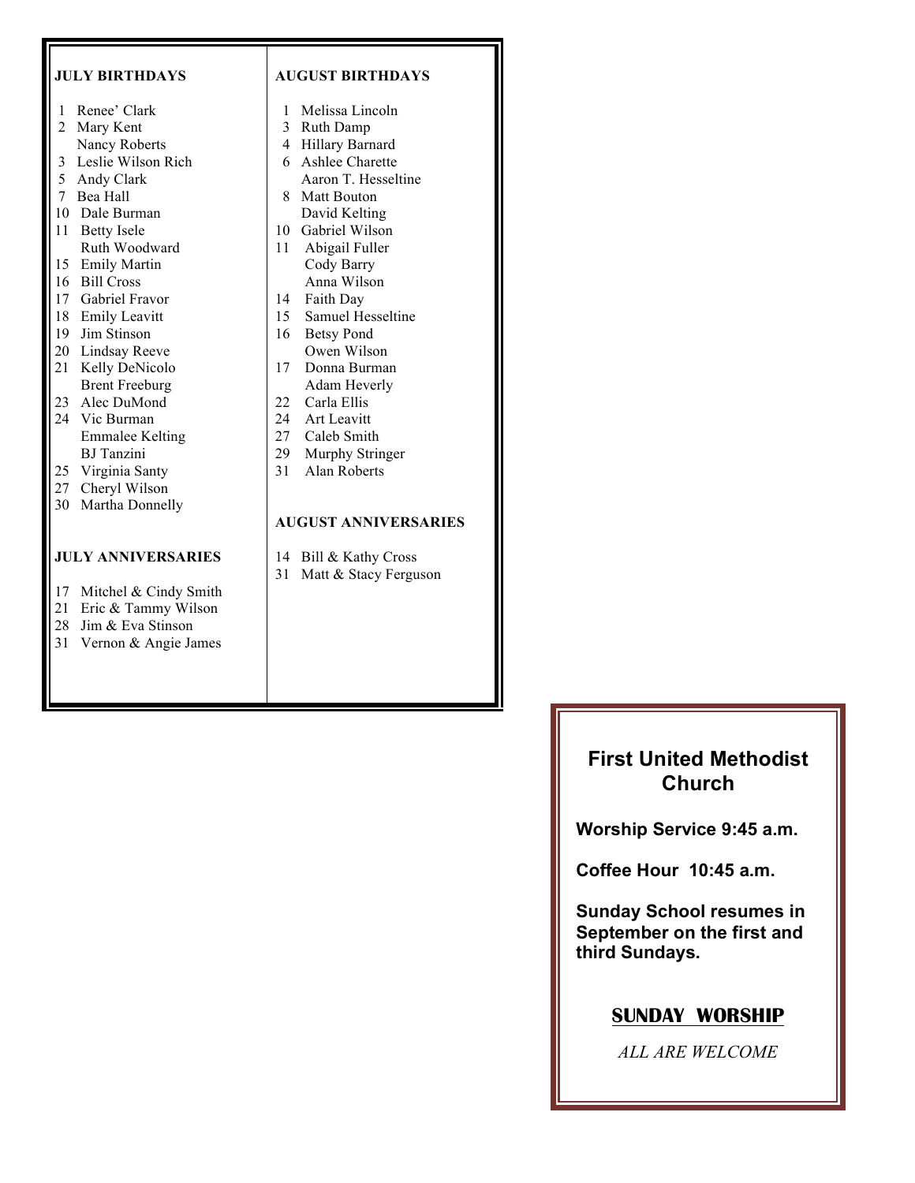## JULY BIRTHDAYS

1 Renee' Clark
2 Mary Kent
  Nancy Roberts
3 Leslie Wilson Rich
5 Andy Clark
7 Bea Hall
10 Dale Burman
11 Betty Isele
  Ruth Woodward
15 Emily Martin
16 Bill Cross
17 Gabriel Fravor
18 Emily Leavitt
19 Jim Stinson
20 Lindsay Reeve
21 Kelly DeNicolo
  Brent Freeburg
23 Alec DuMond
24 Vic Burman
  Emmalee Kelting
  BJ Tanzini
25 Virginia Santy
27 Cheryl Wilson
30 Martha Donnelly

## JULY ANNIVERSARIES

17 Mitchel & Cindy Smith
21 Eric & Tammy Wilson
28 Jim & Eva Stinson
31 Vernon & Angie James

## AUGUST BIRTHDAYS

1 Melissa Lincoln
3 Ruth Damp
4 Hillary Barnard
6 Ashlee Charette
  Aaron T. Hesseltine
8 Matt Bouton
  David Kelting
10 Gabriel Wilson
11 Abigail Fuller
  Cody Barry
  Anna Wilson
14 Faith Day
15 Samuel Hesseltine
16 Betsy Pond
  Owen Wilson
17 Donna Burman
  Adam Heverly
22 Carla Ellis
24 Art Leavitt
27 Caleb Smith
29 Murphy Stringer
31 Alan Roberts

## AUGUST ANNIVERSARIES

14 Bill & Kathy Cross
31 Matt & Stacy Ferguson

## First United Methodist Church

**Worship Service 9:45 a.m.**

**Coffee Hour 10:45 a.m.**

**Sunday School resumes in September on the first and third Sundays.**

**SUNDAY WORSHIP**

*ALL ARE WELCOME*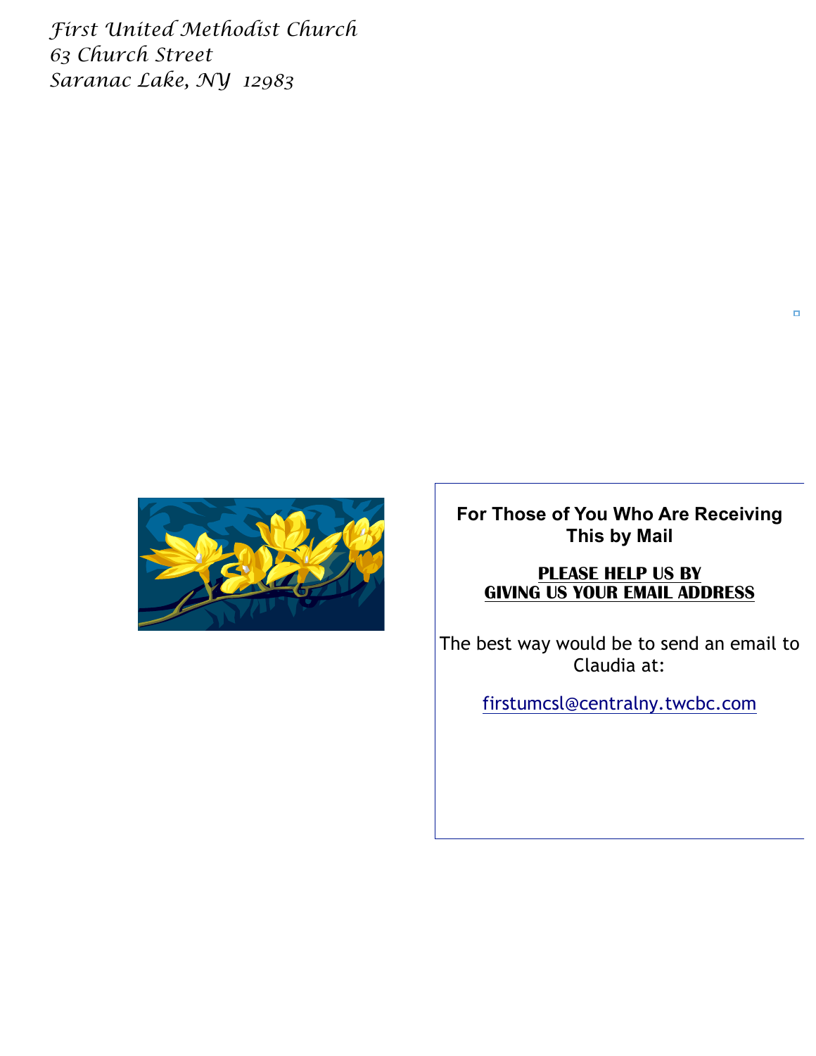*First United Methodist Church*
*63 Church Street*
*Saranac Lake, NY 12983*

**For Those of You Who Are Receiving This by Mail**

**PLEASE HELP US BY GIVING US YOUR EMAIL ADDRESS**

The best way would be to send an email to Claudia at:

firstumcsl@centralny.twcbc.com